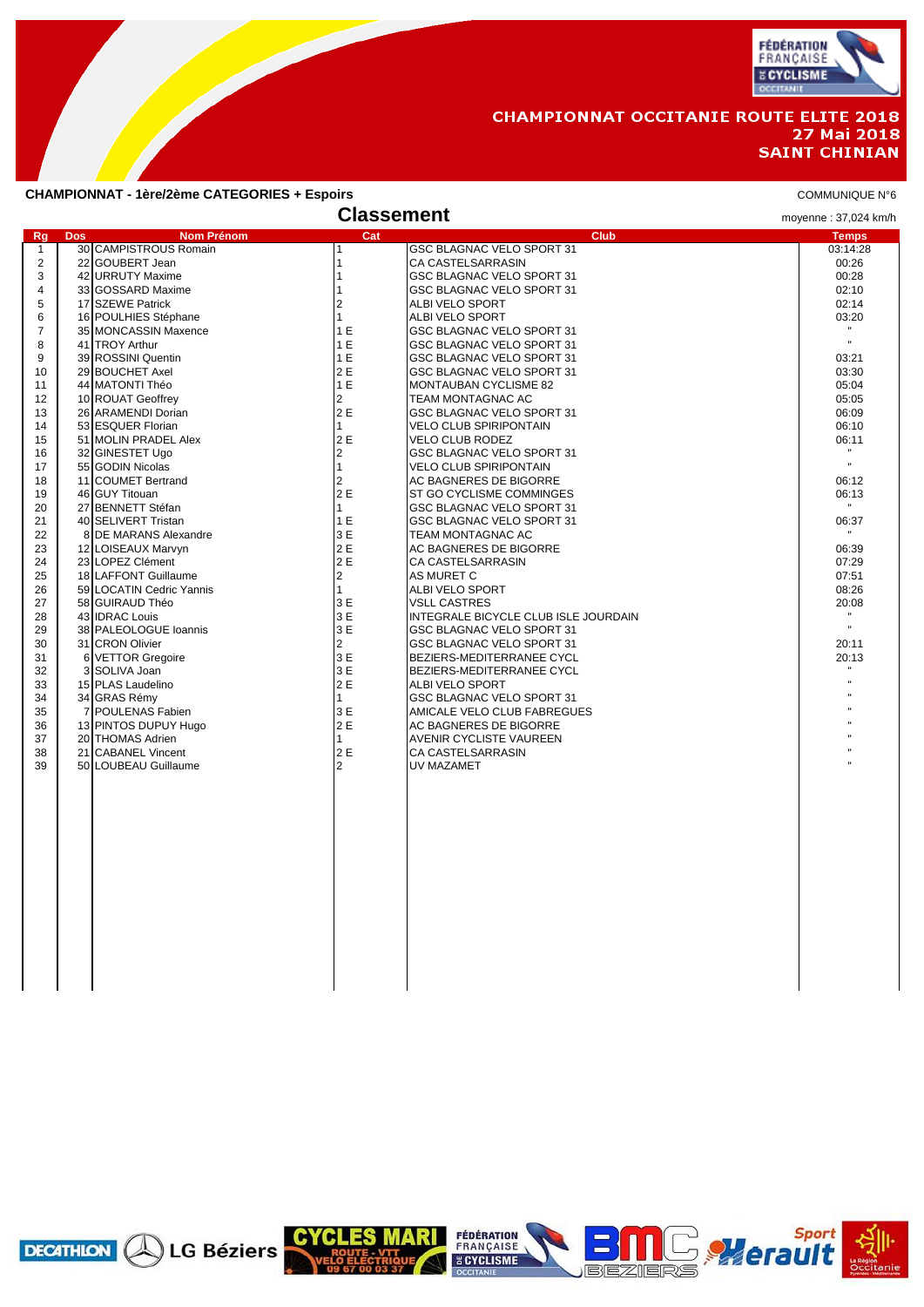# CHAMPIONNAT OCCITANIE ROUTE ELITE 2018
## 27 Mai 2018
## SAINT CHINIAN

**CHAMPIONNAT - 1ère/2ème CATEGORIES + Espoirs**

COMMUNIQUE N°6

## Classement

moyenne : 37,024 km/h

| Rg | Dos | Nom Prénom | Cat | Club | Temps |
|---|---|---|---|---|---|
| 1 | 30 | CAMPISTROUS Romain | 1 | GSC BLAGNAC VELO SPORT 31 | 03:14:28 |
| 2 | 22 | GOUBERT Jean | 1 | CA CASTELSARRASIN | 00:26 |
| 3 | 42 | URRUTY Maxime | 1 | GSC BLAGNAC VELO SPORT 31 | 00:28 |
| 4 | 33 | GOSSARD Maxime | 1 | GSC BLAGNAC VELO SPORT 31 | 02:10 |
| 5 | 17 | SZEWE Patrick | 2 | ALBI VELO SPORT | 02:14 |
| 6 | 16 | POULHIES Stéphane | 1 | ALBI VELO SPORT | 03:20 |
| 7 | 35 | MONCASSIN Maxence | 1 E | GSC BLAGNAC VELO SPORT 31 | " |
| 8 | 41 | TROY Arthur | 1 E | GSC BLAGNAC VELO SPORT 31 | " |
| 9 | 39 | ROSSINI Quentin | 1 E | GSC BLAGNAC VELO SPORT 31 | 03:21 |
| 10 | 29 | BOUCHET Axel | 2 E | GSC BLAGNAC VELO SPORT 31 | 03:30 |
| 11 | 44 | MATONTI Théo | 1 E | MONTAUBAN CYCLISME 82 | 05:04 |
| 12 | 10 | ROUAT Geoffrey | 2 | TEAM MONTAGNAC AC | 05:05 |
| 13 | 26 | ARAMENDI Dorian | 2 E | GSC BLAGNAC VELO SPORT 31 | 06:09 |
| 14 | 53 | ESQUER Florian | 1 | VELO CLUB SPIRIPONTAIN | 06:10 |
| 15 | 51 | MOLIN PRADEL Alex | 2 E | VELO CLUB RODEZ | 06:11 |
| 16 | 32 | GINESTET Ugo | 2 | GSC BLAGNAC VELO SPORT 31 | " |
| 17 | 55 | GODIN Nicolas | 1 | VELO CLUB SPIRIPONTAIN | " |
| 18 | 11 | COUMET Bertrand | 2 | AC BAGNERES DE BIGORRE | 06:12 |
| 19 | 46 | GUY Titouan | 2 E | ST GO CYCLISME COMMINGES | 06:13 |
| 20 | 27 | BENNETT Stéfan | 1 | GSC BLAGNAC VELO SPORT 31 | " |
| 21 | 40 | SELIVERT Tristan | 1 E | GSC BLAGNAC VELO SPORT 31 | 06:37 |
| 22 | 8 | DE MARANS Alexandre | 3 E | TEAM MONTAGNAC AC | " |
| 23 | 12 | LOISEAUX Marvyn | 2 E | AC BAGNERES DE BIGORRE | 06:39 |
| 24 | 23 | LOPEZ Clément | 2 E | CA CASTELSARRASIN | 07:29 |
| 25 | 18 | LAFFONT Guillaume | 2 | AS MURET C | 07:51 |
| 26 | 59 | LOCATIN Cedric Yannis | 1 | ALBI VELO SPORT | 08:26 |
| 27 | 58 | GUIRAUD Théo | 3 E | VSLL CASTRES | 20:08 |
| 28 | 43 | IDRAC Louis | 3 E | INTEGRALE BICYCLE CLUB ISLE JOURDAIN | " |
| 29 | 38 | PALEOLOGUE Ioannis | 3 E | GSC BLAGNAC VELO SPORT 31 | " |
| 30 | 31 | CRON Olivier | 2 | GSC BLAGNAC VELO SPORT 31 | 20:11 |
| 31 | 6 | VETTOR Gregoire | 3 E | BEZIERS-MEDITERRANEE CYCL | 20:13 |
| 32 | 3 | SOLIVA Joan | 3 E | BEZIERS-MEDITERRANEE CYCL | " |
| 33 | 15 | PLAS Laudelino | 2 E | ALBI VELO SPORT | " |
| 34 | 34 | GRAS Rémy | 1 | GSC BLAGNAC VELO SPORT 31 | " |
| 35 | 7 | POULENAS Fabien | 3 E | AMICALE VELO CLUB FABREGUES | " |
| 36 | 13 | PINTOS DUPUY Hugo | 2 E | AC BAGNERES DE BIGORRE | " |
| 37 | 20 | THOMAS Adrien | 1 | AVENIR CYCLISTE VAUREEN | " |
| 38 | 21 | CABANEL Vincent | 2 E | CA CASTELSARRASIN | " |
| 39 | 50 | LOUBEAU Guillaume | 2 | UV MAZAMET | " |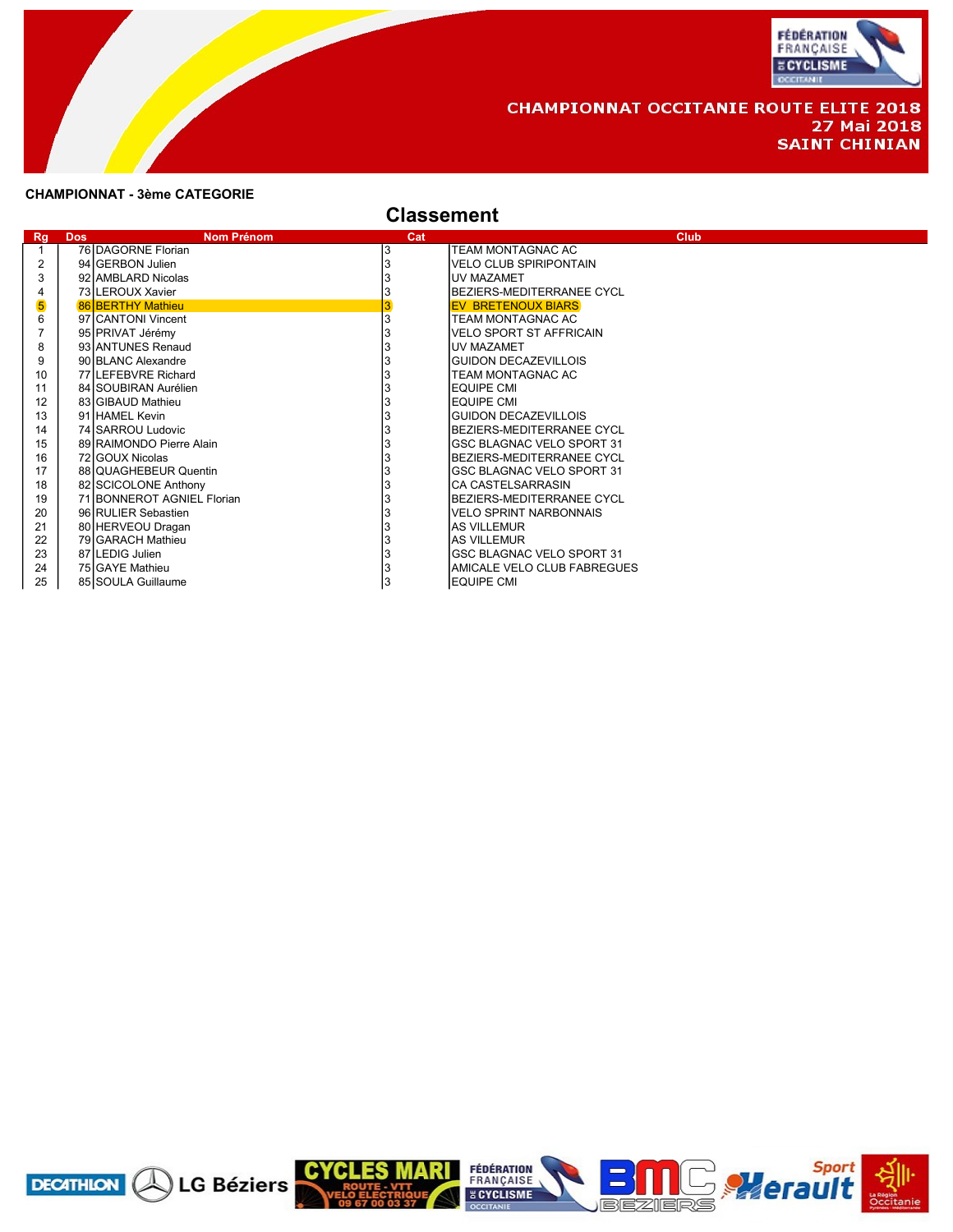CHAMPIONNAT OCCITANIE ROUTE ELITE 2018
27 Mai 2018
SAINT CHINIAN

**CHAMPIONNAT - 3ème CATEGORIE**

## Classement

| Rg | Dos | Nom Prénom | Cat | Club |
|---|---|---|---|---|
| 1 | 76 | DAGORNE Florian | 3 | TEAM MONTAGNAC AC |
| 2 | 94 | GERBON Julien | 3 | VELO CLUB SPIRIPONTAIN |
| 3 | 92 | AMBLARD Nicolas | 3 | UV MAZAMET |
| 4 | 73 | LEROUX Xavier | 3 | BEZIERS-MEDITERRANEE CYCL |
| 5 | 86 | BERTHY Mathieu | 3 | EV BRETENOUX BIARS |
| 6 | 97 | CANTONI Vincent | 3 | TEAM MONTAGNAC AC |
| 7 | 95 | PRIVAT Jérémy | 3 | VELO SPORT ST AFFRICAIN |
| 8 | 93 | ANTUNES Renaud | 3 | UV MAZAMET |
| 9 | 90 | BLANC Alexandre | 3 | GUIDON DECAZEVILLOIS |
| 10 | 77 | LEFEBVRE Richard | 3 | TEAM MONTAGNAC AC |
| 11 | 84 | SOUBIRAN Aurélien | 3 | EQUIPE CMI |
| 12 | 83 | GIBAUD Mathieu | 3 | EQUIPE CMI |
| 13 | 91 | HAMEL Kevin | 3 | GUIDON DECAZEVILLOIS |
| 14 | 74 | SARROU Ludovic | 3 | BEZIERS-MEDITERRANEE CYCL |
| 15 | 89 | RAIMONDO Pierre Alain | 3 | GSC BLAGNAC VELO SPORT 31 |
| 16 | 72 | GOUX Nicolas | 3 | BEZIERS-MEDITERRANEE CYCL |
| 17 | 88 | QUAGHEBEUR Quentin | 3 | GSC BLAGNAC VELO SPORT 31 |
| 18 | 82 | SCICOLONE Anthony | 3 | CA CASTELSARRASIN |
| 19 | 71 | BONNEROT AGNIEL Florian | 3 | BEZIERS-MEDITERRANEE CYCL |
| 20 | 96 | RULIER Sebastien | 3 | VELO SPRINT NARBONNAIS |
| 21 | 80 | HERVEOU Dragan | 3 | AS VILLEMUR |
| 22 | 79 | GARACH Mathieu | 3 | AS VILLEMUR |
| 23 | 87 | LEDIG Julien | 3 | GSC BLAGNAC VELO SPORT 31 |
| 24 | 75 | GAYE Mathieu | 3 | AMICALE VELO CLUB FABREGUES |
| 25 | 85 | SOULA Guillaume | 3 | EQUIPE CMI |